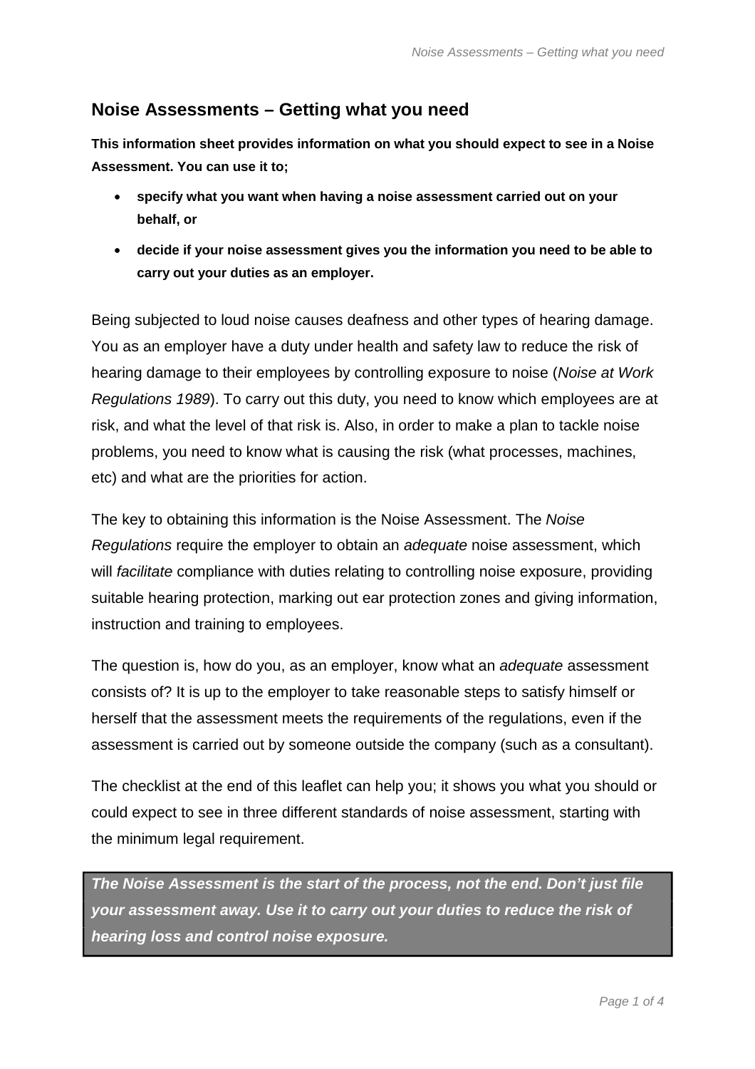# Noise Assessments – Getting what you need

**This information sheet provides information on what you should expect to see in a Noise Assessment. You can use it to;**

- **specify what you want when having a noise assessment carried out on your behalf, or**
- **decide if your noise assessment gives you the information you need to be able to carry out your duties as an employer.**

Being subjected to loud noise causes deafness and other types of hearing damage. You as an employer have a duty under health and safety law to reduce the risk of hearing damage to their employees by controlling exposure to noise (*Noise at Work Regulations 1989*). To carry out this duty, you need to know which employees are at risk, and what the level of that risk is. Also, in order to make a plan to tackle noise problems, you need to know what is causing the risk (what processes, machines, etc) and what are the priorities for action.

The key to obtaining this information is the Noise Assessment. The *Noise Regulations* require the employer to obtain an *adequate* noise assessment, which will *facilitate* compliance with duties relating to controlling noise exposure, providing suitable hearing protection, marking out ear protection zones and giving information, instruction and training to employees.

The question is, how do you, as an employer, know what an *adequate* assessment consists of? It is up to the employer to take reasonable steps to satisfy himself or herself that the assessment meets the requirements of the regulations, even if the assessment is carried out by someone outside the company (such as a consultant).

The checklist at the end of this leaflet can help you; it shows you what you should or could expect to see in three different standards of noise assessment, starting with the minimum legal requirement.

***The Noise Assessment is the start of the process, not the end. Don't just file your assessment away. Use it to carry out your duties to reduce the risk of hearing loss and control noise exposure.***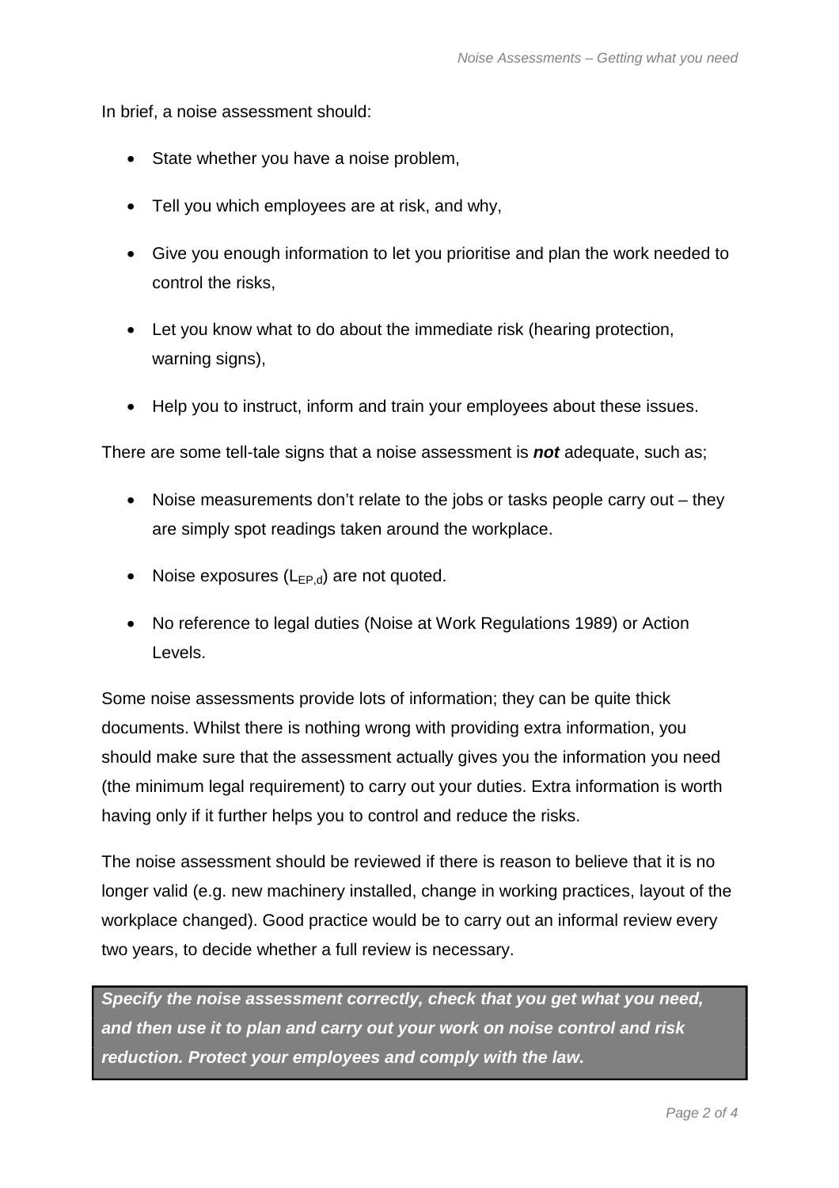In brief, a noise assessment should:

- State whether you have a noise problem,
- Tell you which employees are at risk, and why,
- Give you enough information to let you prioritise and plan the work needed to control the risks,
- Let you know what to do about the immediate risk (hearing protection, warning signs),
- Help you to instruct, inform and train your employees about these issues.

There are some tell-tale signs that a noise assessment is ***not*** adequate, such as;

- Noise measurements don't relate to the jobs or tasks people carry out – they are simply spot readings taken around the workplace.
- Noise exposures ($L_{EP,d}$) are not quoted.
- No reference to legal duties (Noise at Work Regulations 1989) or Action Levels.

Some noise assessments provide lots of information; they can be quite thick documents. Whilst there is nothing wrong with providing extra information, you should make sure that the assessment actually gives you the information you need (the minimum legal requirement) to carry out your duties. Extra information is worth having only if it further helps you to control and reduce the risks.

The noise assessment should be reviewed if there is reason to believe that it is no longer valid (e.g. new machinery installed, change in working practices, layout of the workplace changed). Good practice would be to carry out an informal review every two years, to decide whether a full review is necessary.

***Specify the noise assessment correctly, check that you get what you need, and then use it to plan and carry out your work on noise control and risk reduction. Protect your employees and comply with the law.***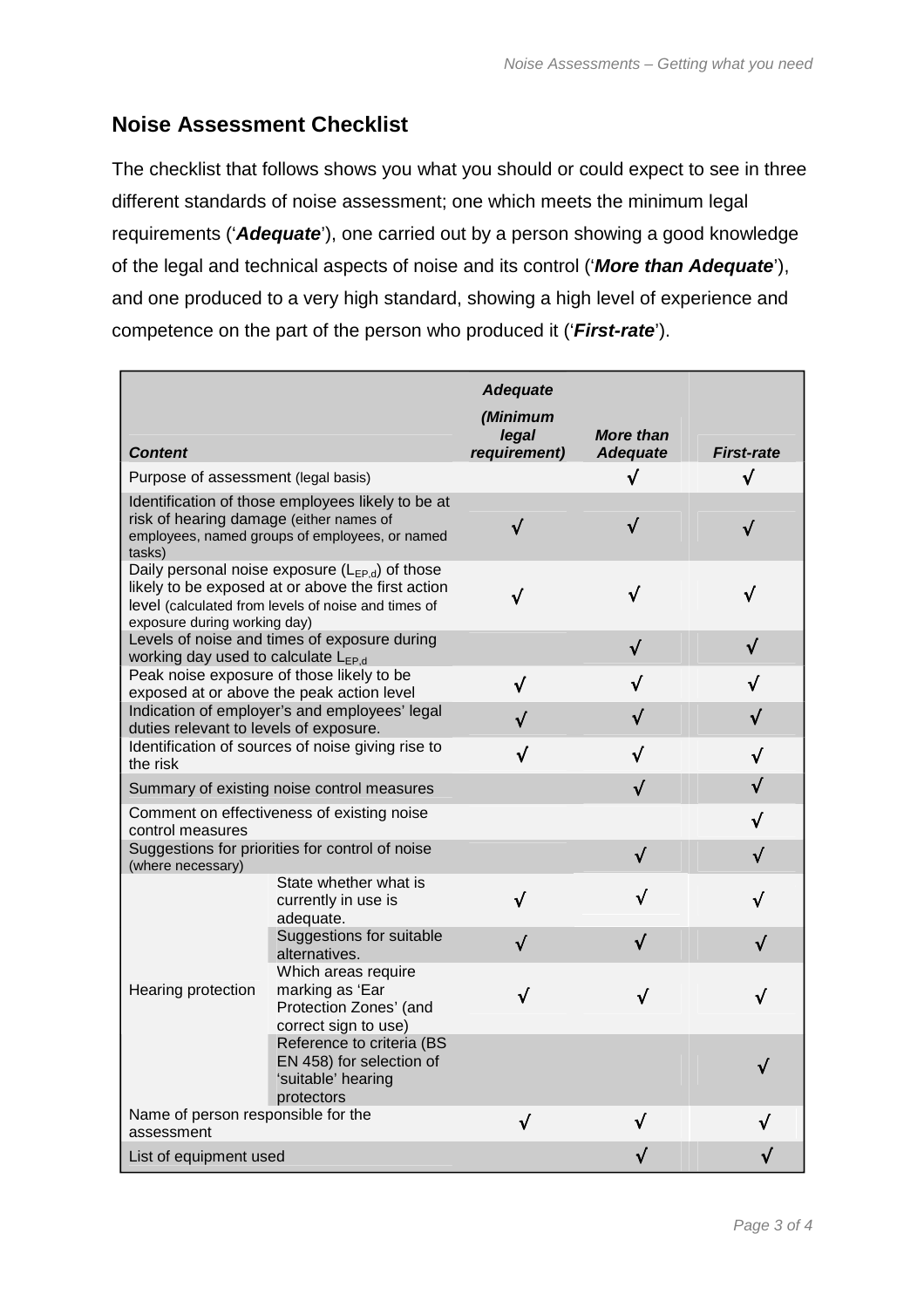## Noise Assessment Checklist

The checklist that follows shows you what you should or could expect to see in three different standards of noise assessment; one which meets the minimum legal requirements (‘***Adequate***’), one carried out by a person showing a good knowledge of the legal and technical aspects of noise and its control (‘***More than Adequate***’), and one produced to a very high standard, showing a high level of experience and competence on the part of the person who produced it (‘***First-rate***’).

| ***Content*** | | ***Adequate (Minimum legal requirement)*** | ***More than Adequate*** | ***First-rate*** |
|---|---|---|---|---|
| Purpose of assessment (legal basis) | | | √ | √ |
| Identification of those employees likely to be at risk of hearing damage (either names of employees, named groups of employees, or named tasks) | | √ | √ | √ |
| Daily personal noise exposure ($L_{EP,d}$) of those likely to be exposed at or above the first action level (calculated from levels of noise and times of exposure during working day) | | √ | √ | √ |
| Levels of noise and times of exposure during working day used to calculate $L_{EP,d}$ | | | √ | √ |
| Peak noise exposure of those likely to be exposed at or above the peak action level | | √ | √ | √ |
| Indication of employer’s and employees’ legal duties relevant to levels of exposure. | | √ | √ | √ |
| Identification of sources of noise giving rise to the risk | | √ | √ | √ |
| Summary of existing noise control measures | | | √ | √ |
| Comment on effectiveness of existing noise control measures | | | | √ |
| Suggestions for priorities for control of noise (where necessary) | | | √ | √ |
| Hearing protection | State whether what is currently in use is adequate. | √ | √ | √ |
| | Suggestions for suitable alternatives. | √ | √ | √ |
| | Which areas require marking as ‘Ear Protection Zones’ (and correct sign to use) | √ | √ | √ |
| | Reference to criteria (BS EN 458) for selection of ‘suitable’ hearing protectors | | | √ |
| Name of person responsible for the assessment | | √ | √ | √ |
| List of equipment used | | | √ | √ |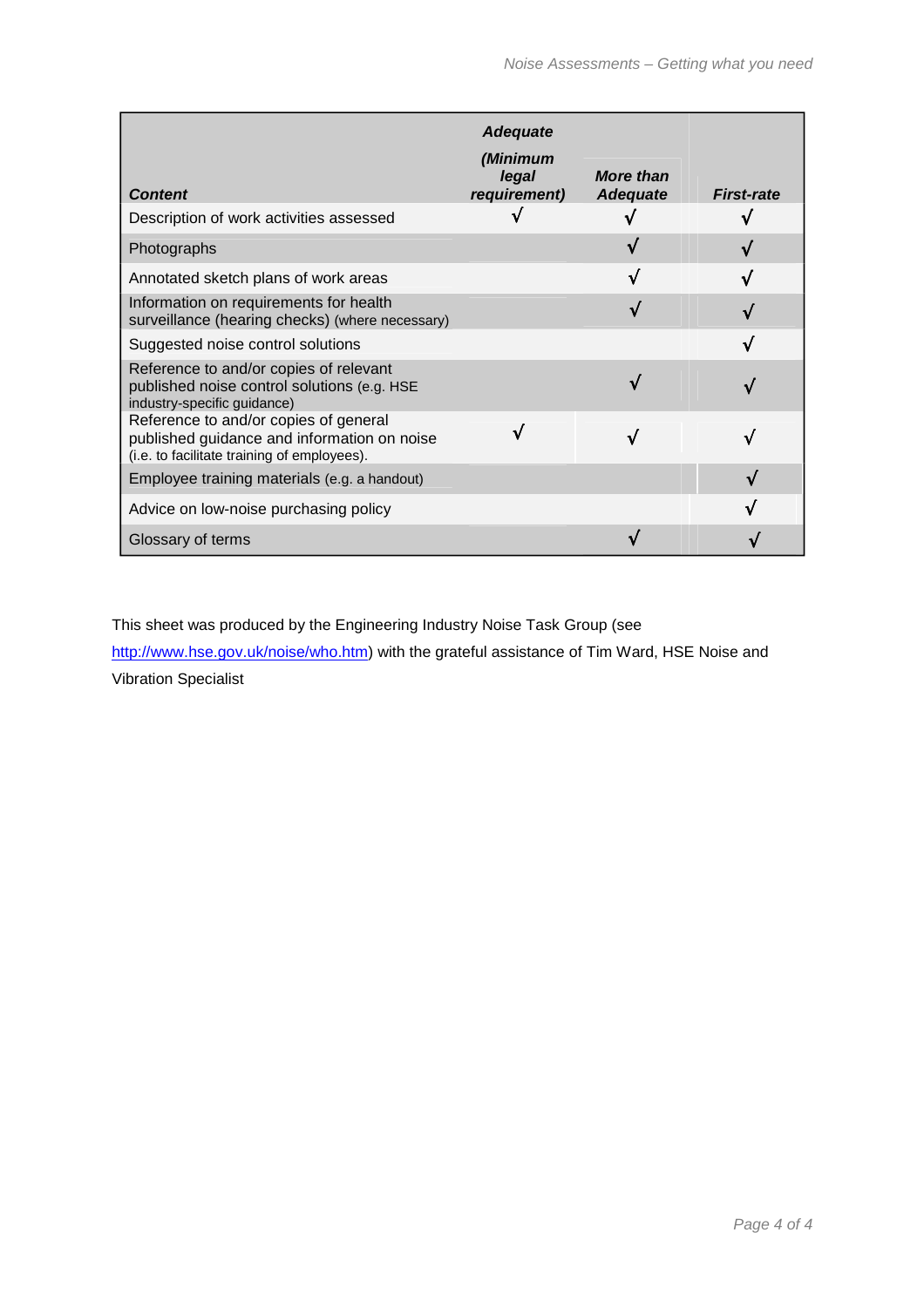| Content | Adequate (Minimum legal requirement) | More than Adequate | First-rate |
|---|---|---|---|
| Description of work activities assessed | √ | √ | √ |
| Photographs | | √ | √ |
| Annotated sketch plans of work areas | | √ | √ |
| Information on requirements for health surveillance (hearing checks) (where necessary) | | √ | √ |
| Suggested noise control solutions | | | √ |
| Reference to and/or copies of relevant published noise control solutions (e.g. HSE industry-specific guidance) | | √ | √ |
| Reference to and/or copies of general published guidance and information on noise (i.e. to facilitate training of employees). | √ | √ | √ |
| Employee training materials (e.g. a handout) | | | √ |
| Advice on low-noise purchasing policy | | | √ |
| Glossary of terms | | √ | √ |

This sheet was produced by the Engineering Industry Noise Task Group (see http://www.hse.gov.uk/noise/who.htm) with the grateful assistance of Tim Ward, HSE Noise and Vibration Specialist